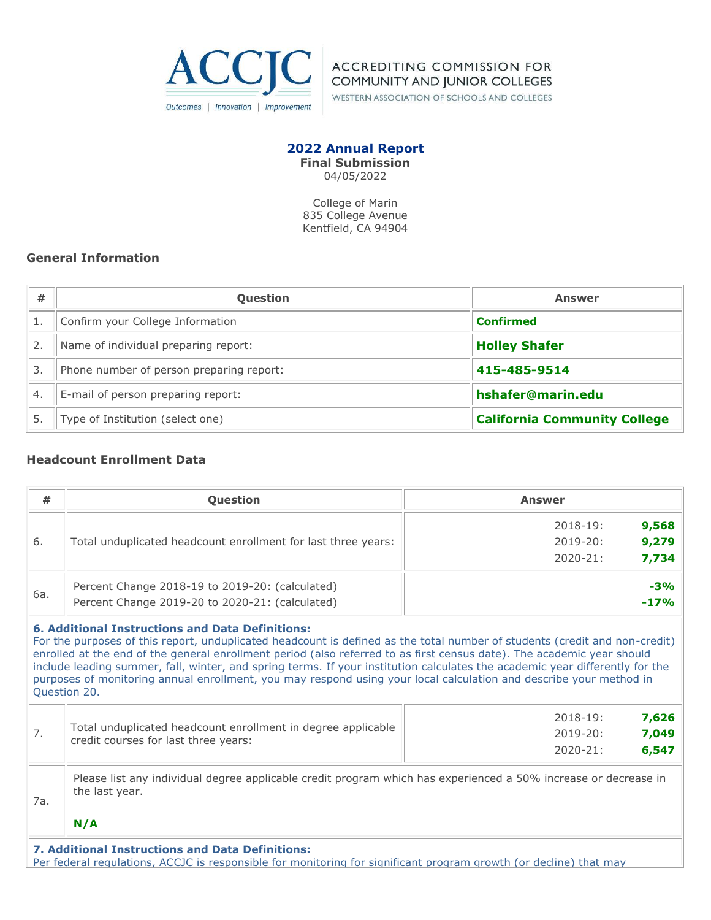ACCJC

Outcomes | Innovation | Improvement

ACCREDITING COMMISSION FOR COMMUNITY AND JUNIOR COLLEGES
WESTERN ASSOCIATION OF SCHOOLS AND COLLEGES

## 2022 Annual Report

**Final Submission**
04/05/2022

College of Marin
835 College Avenue
Kentfield, CA 94904

### General Information

| # | Question | Answer |
|---|---|---|
| 1. | Confirm your College Information | **Confirmed** |
| 2. | Name of individual preparing report: | **Holley Shafer** |
| 3. | Phone number of person preparing report: | **415-485-9514** |
| 4. | E-mail of person preparing report: | **hshafer@marin.edu** |
| 5. | Type of Institution (select one) | **California Community College** |

### Headcount Enrollment Data

| # | Question | Answer |
|---|---|---|
| 6. | Total unduplicated headcount enrollment for last three years: | 2018-19: **9,568**<br>2019-20: **9,279**<br>2020-21: **7,734** |
| 6a. | Percent Change 2018-19 to 2019-20: (calculated)<br>Percent Change 2019-20 to 2020-21: (calculated) | **-3%**<br>**-17%** |
| | **6. Additional Instructions and Data Definitions:** For the purposes of this report, unduplicated headcount is defined as the total number of students (credit and non-credit) enrolled at the end of the general enrollment period (also referred to as first census date). The academic year should include leading summer, fall, winter, and spring terms. If your institution calculates the academic year differently for the purposes of monitoring annual enrollment, you may respond using your local calculation and describe your method in Question 20. | |
| 7. | Total unduplicated headcount enrollment in degree applicable credit courses for last three years: | 2018-19: **7,626**<br>2019-20: **7,049**<br>2020-21: **6,547** |
| 7a. | Please list any individual degree applicable credit program which has experienced a 50% increase or decrease in the last year.<br><br>**N/A** | |

**7. Additional Instructions and Data Definitions:**
Per federal regulations, ACCJC is responsible for monitoring for significant program growth (or decline) that may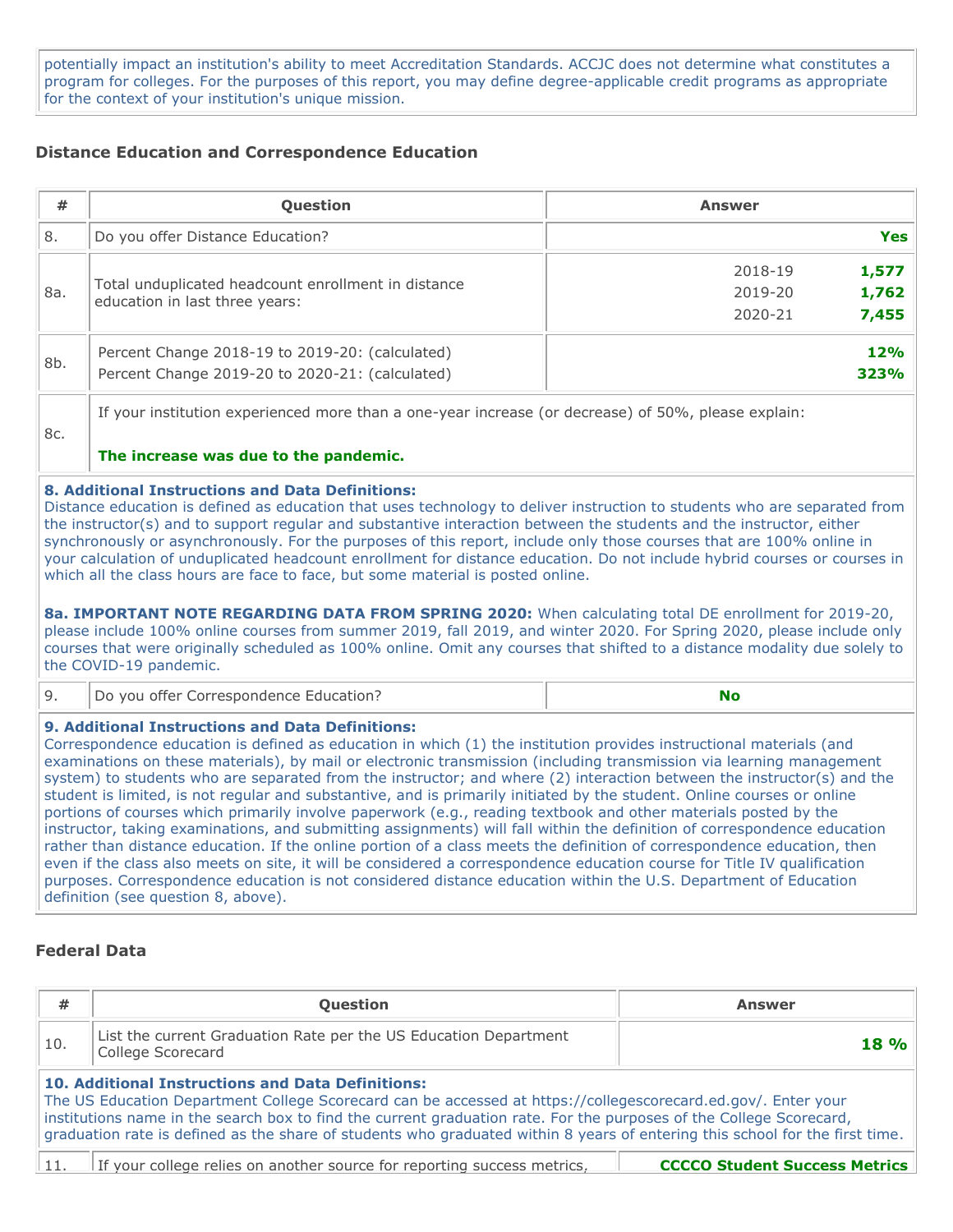potentially impact an institution's ability to meet Accreditation Standards. ACCJC does not determine what constitutes a program for colleges. For the purposes of this report, you may define degree-applicable credit programs as appropriate for the context of your institution's unique mission.

### Distance Education and Correspondence Education

| # | Question | Answer |
|---|---|---|
| 8. | Do you offer Distance Education? | **Yes** |
| 8a. | Total unduplicated headcount enrollment in distance education in last three years: | 2018-19 **1,577**<br>2019-20 **1,762**<br>2020-21 **7,455** |
| 8b. | Percent Change 2018-19 to 2019-20: (calculated)<br>Percent Change 2019-20 to 2020-21: (calculated) | **12%**<br>**323%** |
| 8c. | If your institution experienced more than a one-year increase (or decrease) of 50%, please explain:<br><br>**The increase was due to the pandemic.** | |

**8. Additional Instructions and Data Definitions:**
Distance education is defined as education that uses technology to deliver instruction to students who are separated from the instructor(s) and to support regular and substantive interaction between the students and the instructor, either synchronously or asynchronously. For the purposes of this report, include only those courses that are 100% online in your calculation of unduplicated headcount enrollment for distance education. Do not include hybrid courses or courses in which all the class hours are face to face, but some material is posted online.

**8a. IMPORTANT NOTE REGARDING DATA FROM SPRING 2020:** When calculating total DE enrollment for 2019-20, please include 100% online courses from summer 2019, fall 2019, and winter 2020. For Spring 2020, please include only courses that were originally scheduled as 100% online. Omit any courses that shifted to a distance modality due solely to the COVID-19 pandemic.

| # | Question | Answer |
|---|---|---|
| 9. | Do you offer Correspondence Education? | **No** |

**9. Additional Instructions and Data Definitions:**
Correspondence education is defined as education in which (1) the institution provides instructional materials (and examinations on these materials), by mail or electronic transmission (including transmission via learning management system) to students who are separated from the instructor; and where (2) interaction between the instructor(s) and the student is limited, is not regular and substantive, and is primarily initiated by the student. Online courses or online portions of courses which primarily involve paperwork (e.g., reading textbook and other materials posted by the instructor, taking examinations, and submitting assignments) will fall within the definition of correspondence education rather than distance education. If the online portion of a class meets the definition of correspondence education, then even if the class also meets on site, it will be considered a correspondence education course for Title IV qualification purposes. Correspondence education is not considered distance education within the U.S. Department of Education definition (see question 8, above).

### Federal Data

| # | Question | Answer |
|---|---|---|
| 10. | List the current Graduation Rate per the US Education Department College Scorecard | **18 %** |

**10. Additional Instructions and Data Definitions:**
The US Education Department College Scorecard can be accessed at https://collegescorecard.ed.gov/. Enter your institutions name in the search box to find the current graduation rate. For the purposes of the College Scorecard, graduation rate is defined as the share of students who graduated within 8 years of entering this school for the first time.

| # | Question | Answer |
|---|---|---|
| 11. | If your college relies on another source for reporting success metrics, | **CCCCO Student Success Metrics** |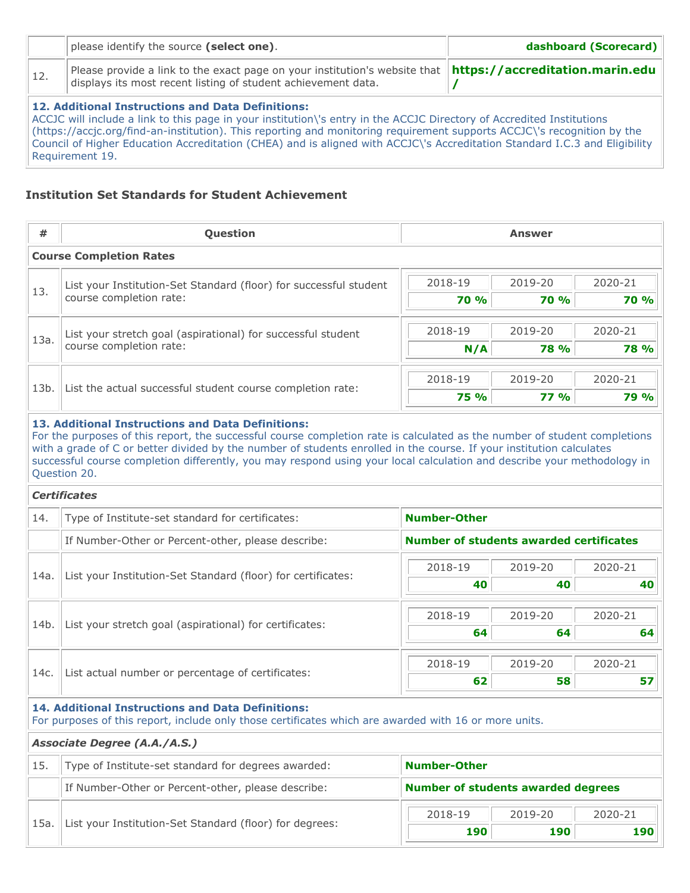| | | |
|---|---|---|
| | please identify the source **(select one)**. | **dashboard (Scorecard)** |
| 12. | Please provide a link to the exact page on your institution's website that displays its most recent listing of student achievement data. | **https://accreditation.marin.edu/** |

**12. Additional Instructions and Data Definitions:**
ACCJC will include a link to this page in your institution\'s entry in the ACCJC Directory of Accredited Institutions (https://accjc.org/find-an-institution). This reporting and monitoring requirement supports ACCJC\'s recognition by the Council of Higher Education Accreditation (CHEA) and is aligned with ACCJC\'s Accreditation Standard I.C.3 and Eligibility Requirement 19.

### Institution Set Standards for Student Achievement

| # | Question | 2018-19 | 2019-20 | 2020-21 |
|---|---|---|---|---|
| **Course Completion Rates** | | | | |
| 13. | List your Institution-Set Standard (floor) for successful student course completion rate: | **70 %** | **70 %** | **70 %** |
| 13a. | List your stretch goal (aspirational) for successful student course completion rate: | **N/A** | **78 %** | **78 %** |
| 13b. | List the actual successful student course completion rate: | **75 %** | **77 %** | **79 %** |

**13. Additional Instructions and Data Definitions:**
For the purposes of this report, the successful course completion rate is calculated as the number of student completions with a grade of C or better divided by the number of students enrolled in the course. If your institution calculates successful course completion differently, you may respond using your local calculation and describe your methodology in Question 20.

| # | Question | Answer | | |
|---|---|---|---|---|
| ***Certificates*** | | | | |
| 14. | Type of Institute-set standard for certificates: | **Number-Other** | | |
| | If Number-Other or Percent-other, please describe: | **Number of students awarded certificates** | | |
| | | 2018-19 | 2019-20 | 2020-21 |
| 14a. | List your Institution-Set Standard (floor) for certificates: | **40** | **40** | **40** |
| 14b. | List your stretch goal (aspirational) for certificates: | **64** | **64** | **64** |
| 14c. | List actual number or percentage of certificates: | **62** | **58** | **57** |

**14. Additional Instructions and Data Definitions:**
For purposes of this report, include only those certificates which are awarded with 16 or more units.

| # | Question | Answer | | |
|---|---|---|---|---|
| ***Associate Degree (A.A./A.S.)*** | | | | |
| 15. | Type of Institute-set standard for degrees awarded: | **Number-Other** | | |
| | If Number-Other or Percent-other, please describe: | **Number of students awarded degrees** | | |
| | | 2018-19 | 2019-20 | 2020-21 |
| 15a. | List your Institution-Set Standard (floor) for degrees: | **190** | **190** | **190** |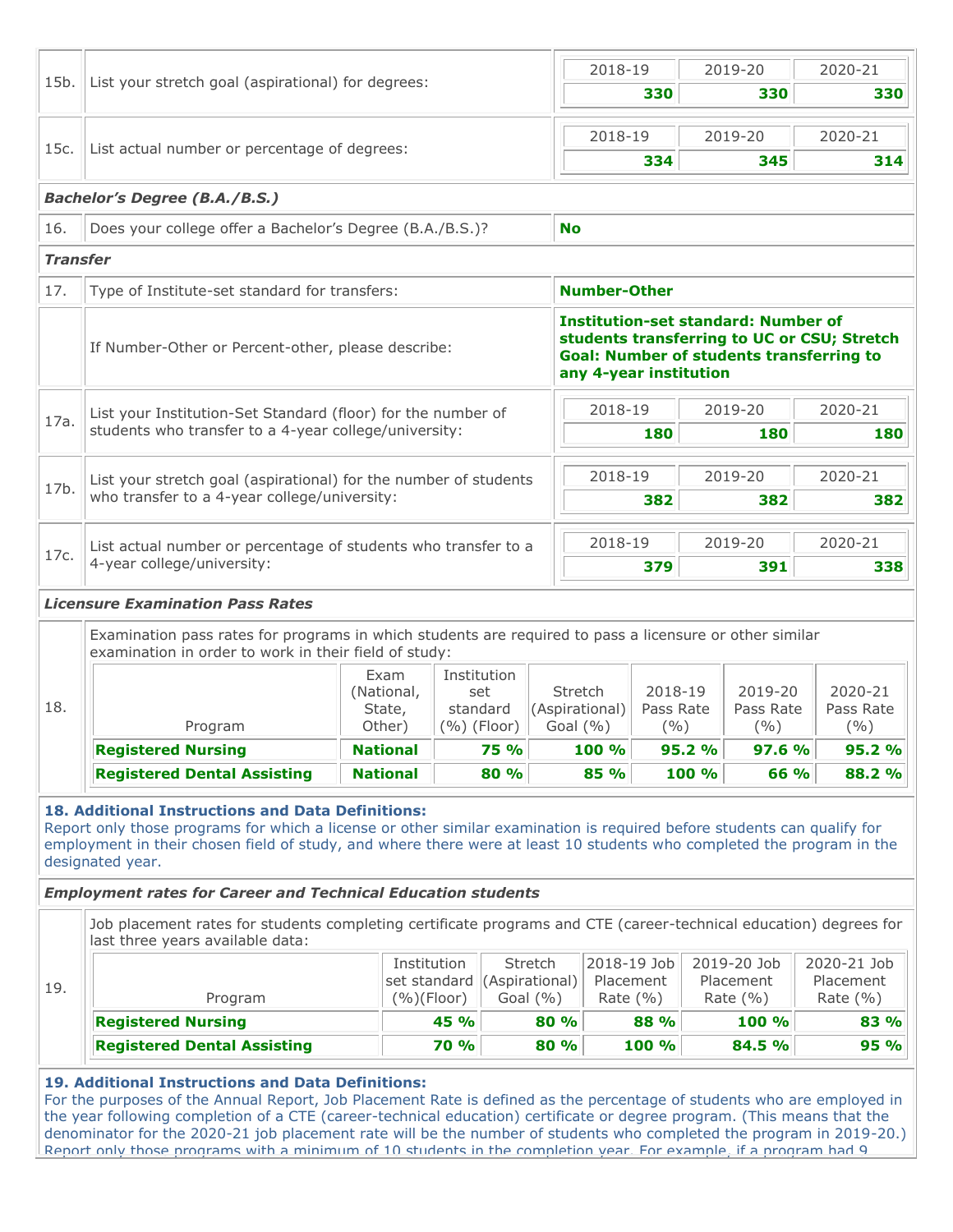| | | 2018-19 | 2019-20 | 2020-21 |
|---|---|---|---|---|
| 15b. | List your stretch goal (aspirational) for degrees: | **330** | **330** | **330** |

| | | 2018-19 | 2019-20 | 2020-21 |
|---|---|---|---|---|
| 15c. | List actual number or percentage of degrees: | **334** | **345** | **314** |

***Bachelor's Degree (B.A./B.S.)***

| | | |
|---|---|---|
| 16. | Does your college offer a Bachelor's Degree (B.A./B.S.)? | **No** |

***Transfer***

| | | |
|---|---|---|
| 17. | Type of Institute-set standard for transfers: | **Number-Other** |
| | If Number-Other or Percent-other, please describe: | **Institution-set standard: Number of students transferring to UC or CSU; Stretch Goal: Number of students transferring to any 4-year institution** |

| | | 2018-19 | 2019-20 | 2020-21 |
|---|---|---|---|---|
| 17a. | List your Institution-Set Standard (floor) for the number of students who transfer to a 4-year college/university: | **180** | **180** | **180** |
| 17b. | List your stretch goal (aspirational) for the number of students who transfer to a 4-year college/university: | **382** | **382** | **382** |
| 17c. | List actual number or percentage of students who transfer to a 4-year college/university: | **379** | **391** | **338** |

***Licensure Examination Pass Rates***

18. Examination pass rates for programs in which students are required to pass a licensure or other similar examination in order to work in their field of study:

| Program | Exam (National, State, Other) | Institution set standard (%) (Floor) | Stretch (Aspirational) Goal (%) | 2018-19 Pass Rate (%) | 2019-20 Pass Rate (%) | 2020-21 Pass Rate (%) |
|---|---|---|---|---|---|---|
| **Registered Nursing** | **National** | **75 %** | **100 %** | **95.2 %** | **97.6 %** | **95.2 %** |
| **Registered Dental Assisting** | **National** | **80 %** | **85 %** | **100 %** | **66 %** | **88.2 %** |

**18. Additional Instructions and Data Definitions:**
Report only those programs for which a license or other similar examination is required before students can qualify for employment in their chosen field of study, and where there were at least 10 students who completed the program in the designated year.

***Employment rates for Career and Technical Education students***

19. Job placement rates for students completing certificate programs and CTE (career-technical education) degrees for last three years available data:

| Program | Institution set standard (%)(Floor) | Stretch (Aspirational) Goal (%) | 2018-19 Job Placement Rate (%) | 2019-20 Job Placement Rate (%) | 2020-21 Job Placement Rate (%) |
|---|---|---|---|---|---|
| **Registered Nursing** | **45 %** | **80 %** | **88 %** | **100 %** | **83 %** |
| **Registered Dental Assisting** | **70 %** | **80 %** | **100 %** | **84.5 %** | **95 %** |

**19. Additional Instructions and Data Definitions:**
For the purposes of the Annual Report, Job Placement Rate is defined as the percentage of students who are employed in the year following completion of a CTE (career-technical education) certificate or degree program. (This means that the denominator for the 2020-21 job placement rate will be the number of students who completed the program in 2019-20.) Report only those programs with a minimum of 10 students in the completion year. For example, if a program had 9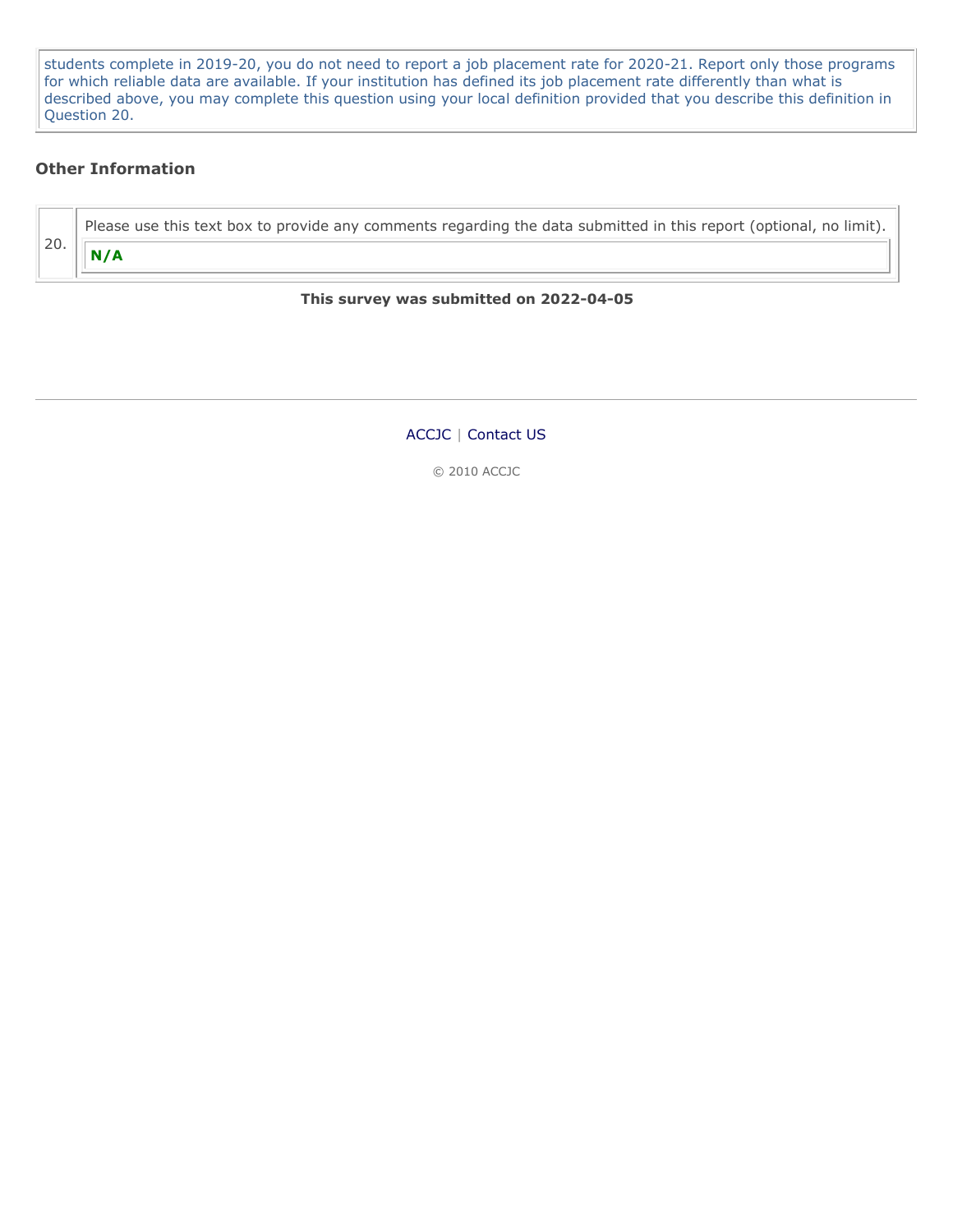students complete in 2019-20, you do not need to report a job placement rate for 2020-21. Report only those programs for which reliable data are available. If your institution has defined its job placement rate differently than what is described above, you may complete this question using your local definition provided that you describe this definition in Question 20.

### Other Information

| | |
|---|---|
| 20. | Please use this text box to provide any comments regarding the data submitted in this report (optional, no limit).<br>**N/A** |

**This survey was submitted on 2022-04-05**

---

ACCJC | Contact US

© 2010 ACCJC